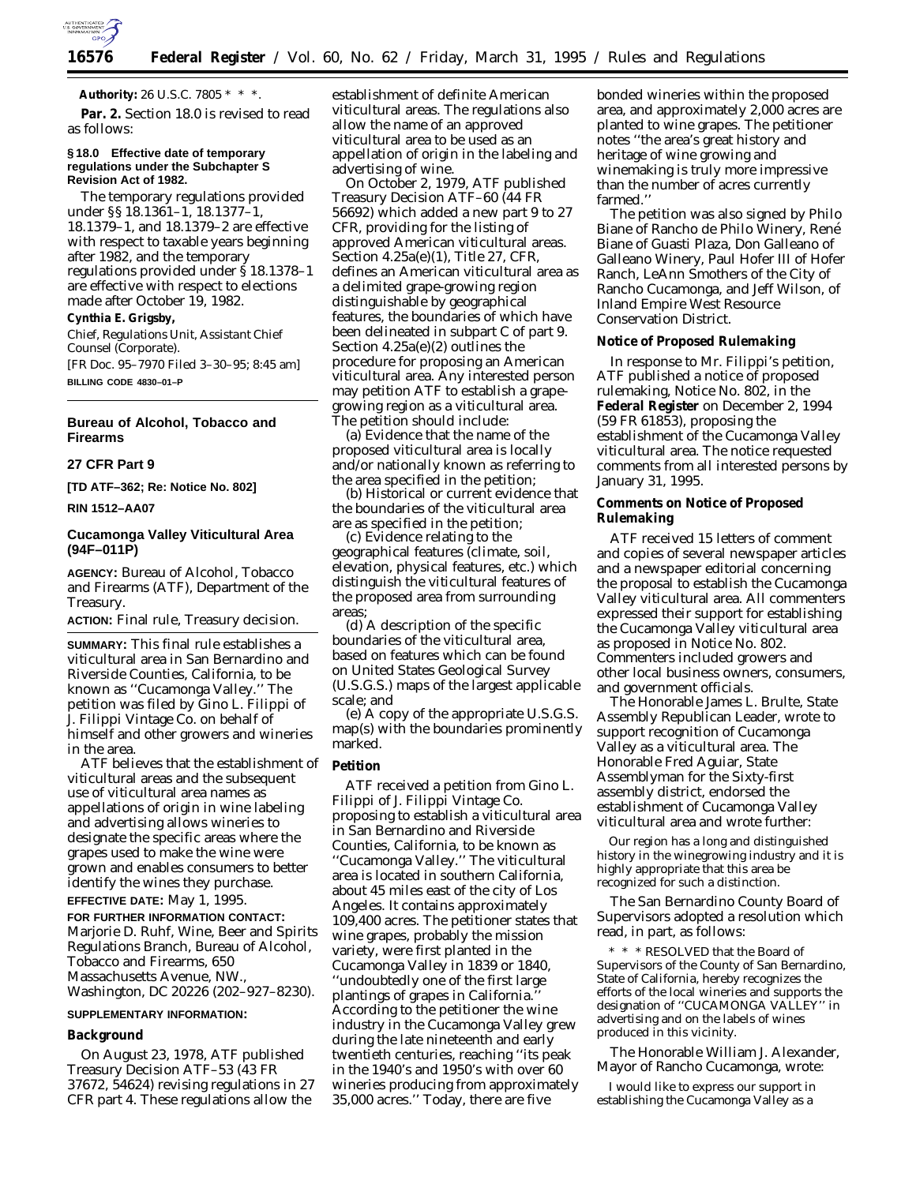**Authority:** 26 U.S.C. 7805 * * *.

**Par. 2.** Section 18.0 is revised to read as follows:

**§ 18.0 Effective date of temporary regulations under the Subchapter S Revision Act of 1982.**

The temporary regulations provided under §§ 18.1361–1, 18.1377–1, 18.1379–1, and 18.1379–2 are effective with respect to taxable years beginning after 1982, and the temporary regulations provided under § 18.1378–1 are effective with respect to elections made after October 19, 1982.

**Cynthia E. Grigsby,**

*Chief, Regulations Unit, Assistant Chief Counsel (Corporate).*

[FR Doc. 95–7970 Filed 3–30–95; 8:45 am]

**BILLING CODE 4830–01–P**

---

## Bureau of Alcohol, Tobacco and Firearms

### 27 CFR Part 9

**[TD ATF–362; Re: Notice No. 802]**

**RIN 1512–AA07**

### Cucamonga Valley Viticultural Area (94F–011P)

**AGENCY:** Bureau of Alcohol, Tobacco and Firearms (ATF), Department of the Treasury.

**ACTION:** Final rule, Treasury decision.

**SUMMARY:** This final rule establishes a viticultural area in San Bernardino and Riverside Counties, California, to be known as ''Cucamonga Valley.'' The petition was filed by Gino L. Filippi of J. Filippi Vintage Co. on behalf of himself and other growers and wineries in the area.

ATF believes that the establishment of viticultural areas and the subsequent use of viticultural area names as appellations of origin in wine labeling and advertising allows wineries to designate the specific areas where the grapes used to make the wine were grown and enables consumers to better identify the wines they purchase.

**EFFECTIVE DATE:** May 1, 1995.

**FOR FURTHER INFORMATION CONTACT:** Marjorie D. Ruhf, Wine, Beer and Spirits Regulations Branch, Bureau of Alcohol, Tobacco and Firearms, 650 Massachusetts Avenue, NW., Washington, DC 20226 (202–927–8230).

**SUPPLEMENTARY INFORMATION:**

#### Background

On August 23, 1978, ATF published Treasury Decision ATF–53 (43 FR 37672, 54624) revising regulations in 27 CFR part 4. These regulations allow the establishment of definite American viticultural areas. The regulations also allow the name of an approved viticultural area to be used as an appellation of origin in the labeling and advertising of wine.

On October 2, 1979, ATF published Treasury Decision ATF–60 (44 FR 56692) which added a new part 9 to 27 CFR, providing for the listing of approved American viticultural areas. Section 4.25a(e)(1), Title 27, CFR, defines an American viticultural area as a delimited grape-growing region distinguishable by geographical features, the boundaries of which have been delineated in subpart C of part 9. Section 4.25a(e)(2) outlines the procedure for proposing an American viticultural area. Any interested person may petition ATF to establish a grape-growing region as a viticultural area. The petition should include:

(a) Evidence that the name of the proposed viticultural area is locally and/or nationally known as referring to the area specified in the petition;

(b) Historical or current evidence that the boundaries of the viticultural area are as specified in the petition;

(c) Evidence relating to the geographical features (climate, soil, elevation, physical features, etc.) which distinguish the viticultural features of the proposed area from surrounding areas;

(d) A description of the specific boundaries of the viticultural area, based on features which can be found on United States Geological Survey (U.S.G.S.) maps of the largest applicable scale; and

(e) A copy of the appropriate U.S.G.S. map(s) with the boundaries prominently marked.

#### Petition

ATF received a petition from Gino L. Filippi of J. Filippi Vintage Co. proposing to establish a viticultural area in San Bernardino and Riverside Counties, California, to be known as ''Cucamonga Valley.'' The viticultural area is located in southern California, about 45 miles east of the city of Los Angeles. It contains approximately 109,400 acres. The petitioner states that wine grapes, probably the mission variety, were first planted in the Cucamonga Valley in 1839 or 1840, ''undoubtedly one of the first large plantings of grapes in California.'' According to the petitioner the wine industry in the Cucamonga Valley grew during the late nineteenth and early twentieth centuries, reaching ''its peak in the 1940's and 1950's with over 60 wineries producing from approximately 35,000 acres.'' Today, there are five bonded wineries within the proposed area, and approximately 2,000 acres are planted to wine grapes. The petitioner notes ''the area's great history and heritage of wine growing and winemaking is truly more impressive than the number of acres currently farmed.''

The petition was also signed by Philo Biane of Rancho de Philo Winery, René Biane of Guasti Plaza, Don Galleano of Galleano Winery, Paul Hofer III of Hofer Ranch, LeAnn Smothers of the City of Rancho Cucamonga, and Jeff Wilson, of Inland Empire West Resource Conservation District.

#### Notice of Proposed Rulemaking

In response to Mr. Filippi's petition, ATF published a notice of proposed rulemaking, Notice No. 802, in the **Federal Register** on December 2, 1994 (59 FR 61853), proposing the establishment of the Cucamonga Valley viticultural area. The notice requested comments from all interested persons by January 31, 1995.

#### Comments on Notice of Proposed Rulemaking

ATF received 15 letters of comment and copies of several newspaper articles and a newspaper editorial concerning the proposal to establish the Cucamonga Valley viticultural area. All commenters expressed their support for establishing the Cucamonga Valley viticultural area as proposed in Notice No. 802. Commenters included growers and other local business owners, consumers, and government officials.

The Honorable James L. Brulte, State Assembly Republican Leader, wrote to support recognition of Cucamonga Valley as a viticultural area. The Honorable Fred Aguiar, State Assemblyman for the Sixty-first assembly district, endorsed the establishment of Cucamonga Valley viticultural area and wrote further:

> Our region has a long and distinguished history in the winegrowing industry and it is highly appropriate that this area be recognized for such a distinction.

The San Bernardino County Board of Supervisors adopted a resolution which read, in part, as follows:

> * * * RESOLVED that the Board of Supervisors of the County of San Bernardino, State of California, hereby recognizes the efforts of the local wineries and supports the designation of ''CUCAMONGA VALLEY'' in advertising and on the labels of wines produced in this vicinity.

The Honorable William J. Alexander, Mayor of Rancho Cucamonga, wrote:

> I would like to express our support in establishing the Cucamonga Valley as a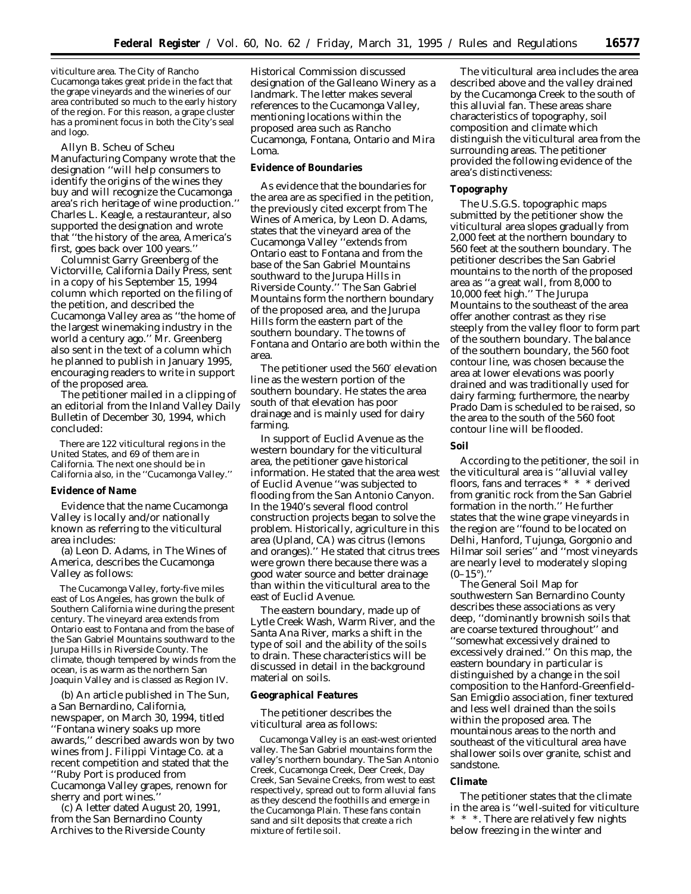viticulture area. The City of Rancho Cucamonga takes great pride in the fact that the grape vineyards and the wineries of our area contributed so much to the early history of the region. For this reason, a grape cluster has a prominent focus in both the City's seal and logo.

Allyn B. Scheu of Scheu Manufacturing Company wrote that the designation ''will help consumers to identify the origins of the wines they buy and will recognize the Cucamonga area's rich heritage of wine production.'' Charles L. Keagle, a restauranteur, also supported the designation and wrote that ''the history of the area, America's first, goes back over 100 years.''

Columnist Garry Greenberg of the Victorville, California Daily Press, sent in a copy of his September 15, 1994 column which reported on the filing of the petition, and described the Cucamonga Valley area as ''the home of the largest winemaking industry in the world a century ago.'' Mr. Greenberg also sent in the text of a column which he planned to publish in January 1995, encouraging readers to write in support of the proposed area.

The petitioner mailed in a clipping of an editorial from the Inland Valley Daily Bulletin of December 30, 1994, which concluded:

> There are 122 viticultural regions in the United States, and 69 of them are in California. The next one should be in California also, in the ''Cucamonga Valley.''

**Evidence of Name**

Evidence that the name Cucamonga Valley is locally and/or nationally known as referring to the viticultural area includes:

(a) Leon D. Adams, in The Wines of America, describes the Cucamonga Valley as follows:

> The Cucamonga Valley, forty-five miles east of Los Angeles, has grown the bulk of Southern California wine during the present century. The vineyard area extends from Ontario east to Fontana and from the base of the San Gabriel Mountains southward to the Jurupa Hills in Riverside County. The climate, though tempered by winds from the ocean, is as warm as the northern San Joaquin Valley and is classed as Region IV.

(b) An article published in The Sun, a San Bernardino, California, newspaper, on March 30, 1994, titled ''Fontana winery soaks up more awards,'' described awards won by two wines from J. Filippi Vintage Co. at a recent competition and stated that the ''Ruby Port is produced from Cucamonga Valley grapes, renown for sherry and port wines.''

(c) A letter dated August 20, 1991, from the San Bernardino County Archives to the Riverside County Historical Commission discussed designation of the Galleano Winery as a landmark. The letter makes several references to the Cucamonga Valley, mentioning locations within the proposed area such as Rancho Cucamonga, Fontana, Ontario and Mira Loma.

**Evidence of Boundaries**

As evidence that the boundaries for the area are as specified in the petition, the previously cited excerpt from The Wines of America, by Leon D. Adams, states that the vineyard area of the Cucamonga Valley ''extends from Ontario east to Fontana and from the base of the San Gabriel Mountains southward to the Jurupa Hills in Riverside County.'' The San Gabriel Mountains form the northern boundary of the proposed area, and the Jurupa Hills form the eastern part of the southern boundary. The towns of Fontana and Ontario are both within the area.

The petitioner used the 560′ elevation line as the western portion of the southern boundary. He states the area south of that elevation has poor drainage and is mainly used for dairy farming.

In support of Euclid Avenue as the western boundary for the viticultural area, the petitioner gave historical information. He stated that the area west of Euclid Avenue ''was subjected to flooding from the San Antonio Canyon. In the 1940's several flood control construction projects began to solve the problem. Historically, agriculture in this area (Upland, CA) was citrus (lemons and oranges).'' He stated that citrus trees were grown there because there was a good water source and better drainage than within the viticultural area to the east of Euclid Avenue.

The eastern boundary, made up of Lytle Creek Wash, Warm River, and the Santa Ana River, marks a shift in the type of soil and the ability of the soils to drain. These characteristics will be discussed in detail in the background material on soils.

**Geographical Features**

The petitioner describes the viticultural area as follows:

> Cucamonga Valley is an east-west oriented valley. The San Gabriel mountains form the valley's northern boundary. The San Antonio Creek, Cucamonga Creek, Deer Creek, Day Creek, San Sevaine Creeks, from west to east respectively, spread out to form alluvial fans as they descend the foothills and emerge in the Cucamonga Plain. These fans contain sand and silt deposits that create a rich mixture of fertile soil.

The viticultural area includes the area described above and the valley drained by the Cucamonga Creek to the south of this alluvial fan. These areas share characteristics of topography, soil composition and climate which distinguish the viticultural area from the surrounding areas. The petitioner provided the following evidence of the area's distinctiveness:

**Topography**

The U.S.G.S. topographic maps submitted by the petitioner show the viticultural area slopes gradually from 2,000 feet at the northern boundary to 560 feet at the southern boundary. The petitioner describes the San Gabriel mountains to the north of the proposed area as ''a great wall, from 8,000 to 10,000 feet high.'' The Jurupa Mountains to the southeast of the area offer another contrast as they rise steeply from the valley floor to form part of the southern boundary. The balance of the southern boundary, the 560 foot contour line, was chosen because the area at lower elevations was poorly drained and was traditionally used for dairy farming; furthermore, the nearby Prado Dam is scheduled to be raised, so the area to the south of the 560 foot contour line will be flooded.

**Soil**

According to the petitioner, the soil in the viticultural area is ''alluvial valley floors, fans and terraces * * * derived from granitic rock from the San Gabriel formation in the north.'' He further states that the wine grape vineyards in the region are ''found to be located on Delhi, Hanford, Tujunga, Gorgonio and Hilmar soil series'' and ''most vineyards are nearly level to moderately sloping (0–15°).''

The General Soil Map for southwestern San Bernardino County describes these associations as very deep, ''dominantly brownish soils that are coarse textured throughout'' and ''somewhat excessively drained to excessively drained.'' On this map, the eastern boundary in particular is distinguished by a change in the soil composition to the Hanford-Greenfield-San Emigdio association, finer textured and less well drained than the soils within the proposed area. The mountainous areas to the north and southeast of the viticultural area have shallower soils over granite, schist and sandstone.

**Climate**

The petitioner states that the climate in the area is ''well-suited for viticulture * * *. There are relatively few nights below freezing in the winter and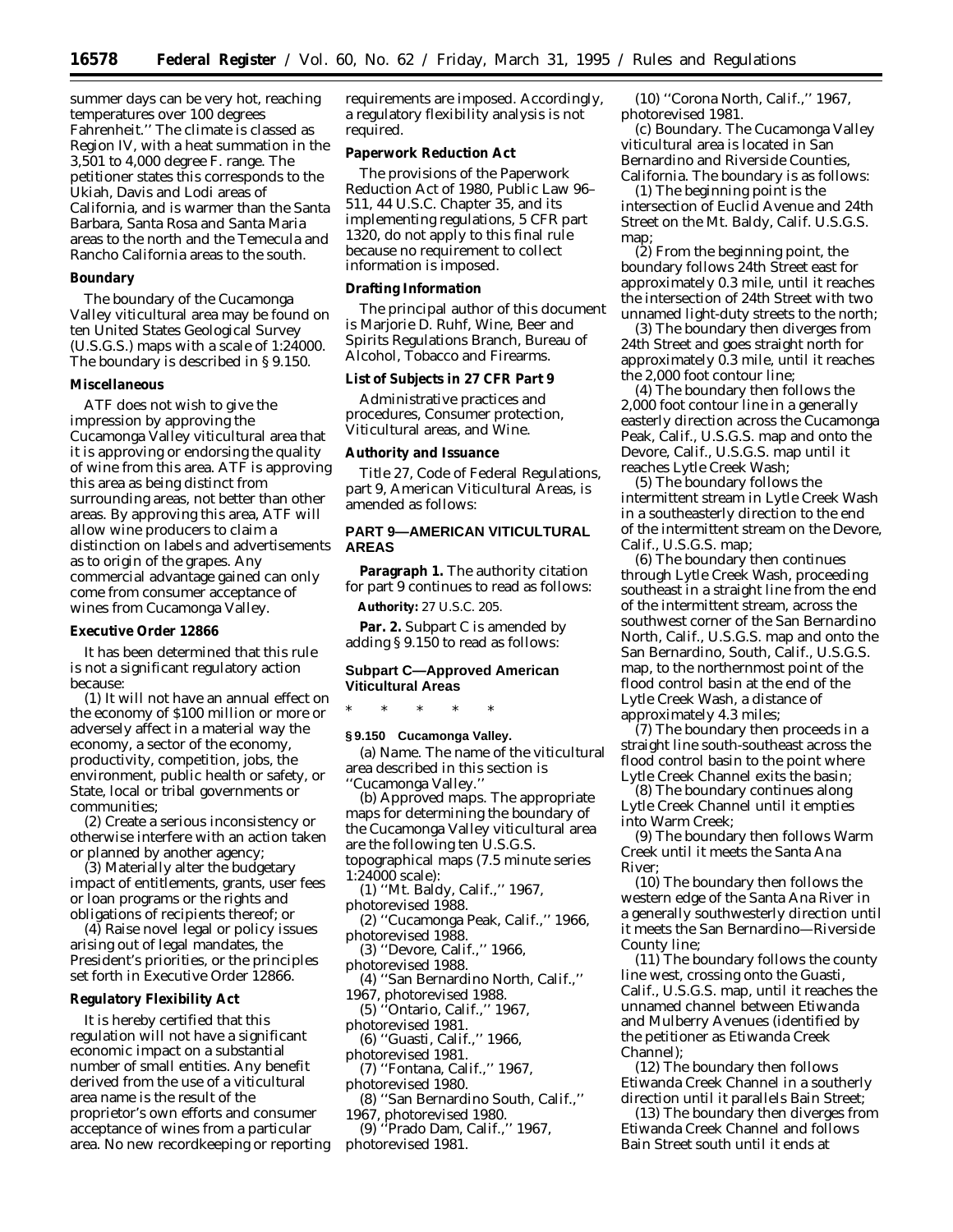summer days can be very hot, reaching temperatures over 100 degrees Fahrenheit.'' The climate is classed as Region IV, with a heat summation in the 3,501 to 4,000 degree F. range. The petitioner states this corresponds to the Ukiah, Davis and Lodi areas of California, and is warmer than the Santa Barbara, Santa Rosa and Santa Maria areas to the north and the Temecula and Rancho California areas to the south.

**Boundary**

The boundary of the Cucamonga Valley viticultural area may be found on ten United States Geological Survey (U.S.G.S.) maps with a scale of 1:24000. The boundary is described in § 9.150.

**Miscellaneous**

ATF does not wish to give the impression by approving the Cucamonga Valley viticultural area that it is approving or endorsing the quality of wine from this area. ATF is approving this area as being distinct from surrounding areas, not better than other areas. By approving this area, ATF will allow wine producers to claim a distinction on labels and advertisements as to origin of the grapes. Any commercial advantage gained can only come from consumer acceptance of wines from Cucamonga Valley.

**Executive Order 12866**

It has been determined that this rule is not a significant regulatory action because:

(1) It will not have an annual effect on the economy of $100 million or more or adversely affect in a material way the economy, a sector of the economy, productivity, competition, jobs, the environment, public health or safety, or State, local or tribal governments or communities;

(2) Create a serious inconsistency or otherwise interfere with an action taken or planned by another agency;

(3) Materially alter the budgetary impact of entitlements, grants, user fees or loan programs or the rights and obligations of recipients thereof; or

(4) Raise novel legal or policy issues arising out of legal mandates, the President's priorities, or the principles set forth in Executive Order 12866.

**Regulatory Flexibility Act**

It is hereby certified that this regulation will not have a significant economic impact on a substantial number of small entities. Any benefit derived from the use of a viticultural area name is the result of the proprietor's own efforts and consumer acceptance of wines from a particular area. No new recordkeeping or reporting requirements are imposed. Accordingly, a regulatory flexibility analysis is not required.

**Paperwork Reduction Act**

The provisions of the Paperwork Reduction Act of 1980, Public Law 96–511, 44 U.S.C. Chapter 35, and its implementing regulations, 5 CFR part 1320, do not apply to this final rule because no requirement to collect information is imposed.

**Drafting Information**

The principal author of this document is Marjorie D. Ruhf, Wine, Beer and Spirits Regulations Branch, Bureau of Alcohol, Tobacco and Firearms.

**List of Subjects in 27 CFR Part 9**

Administrative practices and procedures, Consumer protection, Viticultural areas, and Wine.

**Authority and Issuance**

Title 27, Code of Federal Regulations, part 9, American Viticultural Areas, is amended as follows:

**PART 9—AMERICAN VITICULTURAL AREAS**

**Paragraph 1.** The authority citation for part 9 continues to read as follows:

**Authority:** 27 U.S.C. 205.

**Par. 2.** Subpart C is amended by adding § 9.150 to read as follows:

**Subpart C—Approved American Viticultural Areas**

\* \* \* \* \*

**§ 9.150 Cucamonga Valley.**

(a) *Name.* The name of the viticultural area described in this section is ''Cucamonga Valley.''

(b) *Approved maps.* The appropriate maps for determining the boundary of the Cucamonga Valley viticultural area are the following ten U.S.G.S. topographical maps (7.5 minute series 1:24000 scale):

(1) ''Mt. Baldy, Calif.,'' 1967, photorevised 1988.

(2) ''Cucamonga Peak, Calif.,'' 1966, photorevised 1988.

(3) ''Devore, Calif.,'' 1966, photorevised 1988.

(4) ''San Bernardino North, Calif.,'' 1967, photorevised 1988.

(5) ''Ontario, Calif.,'' 1967, photorevised 1981.

(6) ''Guasti, Calif.,'' 1966, photorevised 1981.

(7) ''Fontana, Calif.,'' 1967, photorevised 1980.

(8) ''San Bernardino South, Calif.,'' 1967, photorevised 1980.

(9) ''Prado Dam, Calif.,'' 1967, photorevised 1981.

(10) ''Corona North, Calif.,'' 1967, photorevised 1981.

(c) *Boundary.* The Cucamonga Valley viticultural area is located in San Bernardino and Riverside Counties, California. The boundary is as follows:

(1) The beginning point is the intersection of Euclid Avenue and 24th Street on the Mt. Baldy, Calif. U.S.G.S. map;

(2) From the beginning point, the boundary follows 24th Street east for approximately 0.3 mile, until it reaches the intersection of 24th Street with two unnamed light-duty streets to the north;

(3) The boundary then diverges from 24th Street and goes straight north for approximately 0.3 mile, until it reaches the 2,000 foot contour line;

(4) The boundary then follows the 2,000 foot contour line in a generally easterly direction across the Cucamonga Peak, Calif., U.S.G.S. map and onto the Devore, Calif., U.S.G.S. map until it reaches Lytle Creek Wash;

(5) The boundary follows the intermittent stream in Lytle Creek Wash in a southeasterly direction to the end of the intermittent stream on the Devore, Calif., U.S.G.S. map;

(6) The boundary then continues through Lytle Creek Wash, proceeding southeast in a straight line from the end of the intermittent stream, across the southwest corner of the San Bernardino North, Calif., U.S.G.S. map and onto the San Bernardino, South, Calif., U.S.G.S. map, to the northernmost point of the flood control basin at the end of the Lytle Creek Wash, a distance of approximately 4.3 miles;

(7) The boundary then proceeds in a straight line south-southeast across the flood control basin to the point where Lytle Creek Channel exits the basin;

(8) The boundary continues along Lytle Creek Channel until it empties into Warm Creek;

(9) The boundary then follows Warm Creek until it meets the Santa Ana River;

(10) The boundary then follows the western edge of the Santa Ana River in a generally southwesterly direction until it meets the San Bernardino—Riverside County line;

(11) The boundary follows the county line west, crossing onto the Guasti, Calif., U.S.G.S. map, until it reaches the unnamed channel between Etiwanda and Mulberry Avenues (identified by the petitioner as Etiwanda Creek Channel);

(12) The boundary then follows Etiwanda Creek Channel in a southerly direction until it parallels Bain Street;

(13) The boundary then diverges from Etiwanda Creek Channel and follows Bain Street south until it ends at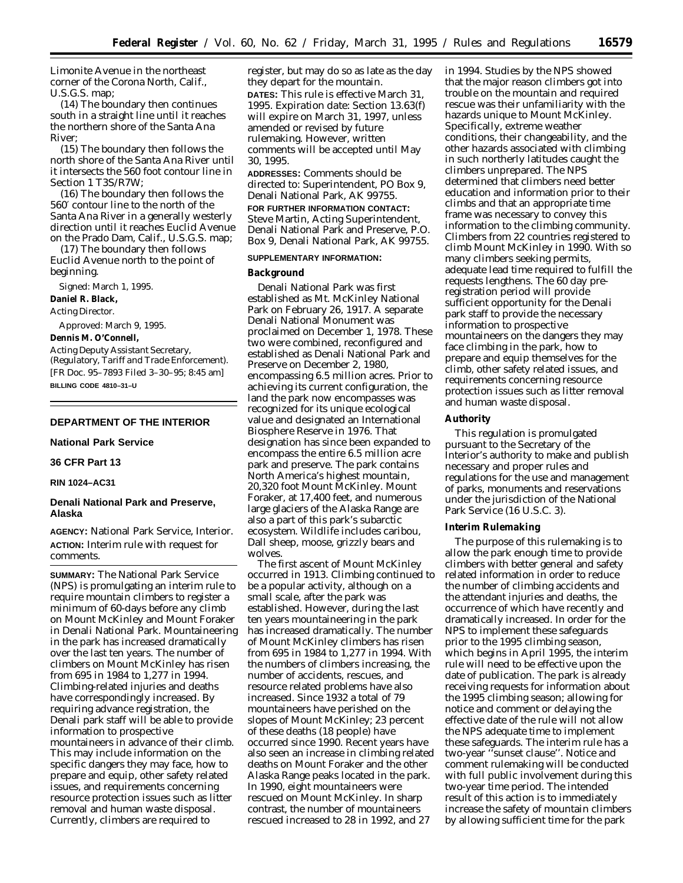Limonite Avenue in the northeast corner of the Corona North, Calif., U.S.G.S. map;

(14) The boundary then continues south in a straight line until it reaches the northern shore of the Santa Ana River;

(15) The boundary then follows the north shore of the Santa Ana River until it intersects the 560 foot contour line in Section 1 T3S/R7W;

(16) The boundary then follows the 560′ contour line to the north of the Santa Ana River in a generally westerly direction until it reaches Euclid Avenue on the Prado Dam, Calif., U.S.G.S. map;

(17) The boundary then follows Euclid Avenue north to the point of beginning.

Signed: March 1, 1995.

**Daniel R. Black,**

*Acting Director.*

Approved: March 9, 1995.

**Dennis M. O'Connell,**

*Acting Deputy Assistant Secretary, (Regulatory, Tariff and Trade Enforcement).*

[FR Doc. 95–7893 Filed 3–30–95; 8:45 am]

**BILLING CODE 4810–31–U**

---

## DEPARTMENT OF THE INTERIOR

### National Park Service

### 36 CFR Part 13

**RIN 1024–AC31**

### Denali National Park and Preserve, Alaska

**AGENCY:** National Park Service, Interior.

**ACTION:** Interim rule with request for comments.

**SUMMARY:** The National Park Service (NPS) is promulgating an interim rule to require mountain climbers to register a minimum of 60-days before any climb on Mount McKinley and Mount Foraker in Denali National Park. Mountaineering in the park has increased dramatically over the last ten years. The number of climbers on Mount McKinley has risen from 695 in 1984 to 1,277 in 1994. Climbing-related injuries and deaths have correspondingly increased. By requiring advance registration, the Denali park staff will be able to provide information to prospective mountaineers in advance of their climb. This may include information on the specific dangers they may face, how to prepare and equip, other safety related issues, and requirements concerning resource protection issues such as litter removal and human waste disposal. Currently, climbers are required to register, but may do so as late as the day they depart for the mountain.

**DATES:** This rule is effective March 31, 1995. Expiration date: Section 13.63(f) will expire on March 31, 1997, unless amended or revised by future rulemaking. However, written comments will be accepted until May 30, 1995.

**ADDRESSES:** Comments should be directed to: Superintendent, PO Box 9, Denali National Park, AK 99755.

**FOR FURTHER INFORMATION CONTACT:** Steve Martin, Acting Superintendent, Denali National Park and Preserve, P.O. Box 9, Denali National Park, AK 99755.

**SUPPLEMENTARY INFORMATION:**

**Background**

Denali National Park was first established as Mt. McKinley National Park on February 26, 1917. A separate Denali National Monument was proclaimed on December 1, 1978. These two were combined, reconfigured and established as Denali National Park and Preserve on December 2, 1980, encompassing 6.5 million acres. Prior to achieving its current configuration, the land the park now encompasses was recognized for its unique ecological value and designated an International Biosphere Reserve in 1976. That designation has since been expanded to encompass the entire 6.5 million acre park and preserve. The park contains North America's highest mountain, 20,320 foot Mount McKinley. Mount Foraker, at 17,400 feet, and numerous large glaciers of the Alaska Range are also a part of this park's subarctic ecosystem. Wildlife includes caribou, Dall sheep, moose, grizzly bears and wolves.

The first ascent of Mount McKinley occurred in 1913. Climbing continued to be a popular activity, although on a small scale, after the park was established. However, during the last ten years mountaineering in the park has increased dramatically. The number of Mount McKinley climbers has risen from 695 in 1984 to 1,277 in 1994. With the numbers of climbers increasing, the number of accidents, rescues, and resource related problems have also increased. Since 1932 a total of 79 mountaineers have perished on the slopes of Mount McKinley; 23 percent of these deaths (18 people) have occurred since 1990. Recent years have also seen an increase in climbing related deaths on Mount Foraker and the other Alaska Range peaks located in the park. In 1990, eight mountaineers were rescued on Mount McKinley. In sharp contrast, the number of mountaineers rescued increased to 28 in 1992, and 27 in 1994. Studies by the NPS showed that the major reason climbers got into trouble on the mountain and required rescue was their unfamiliarity with the hazards unique to Mount McKinley. Specifically, extreme weather conditions, their changeability, and the other hazards associated with climbing in such northerly latitudes caught the climbers unprepared. The NPS determined that climbers need better education and information prior to their climbs and that an appropriate time frame was necessary to convey this information to the climbing community. Climbers from 22 countries registered to climb Mount McKinley in 1990. With so many climbers seeking permits, adequate lead time required to fulfill the requests lengthens. The 60 day pre-registration period will provide sufficient opportunity for the Denali park staff to provide the necessary information to prospective mountaineers on the dangers they may face climbing in the park, how to prepare and equip themselves for the climb, other safety related issues, and requirements concerning resource protection issues such as litter removal and human waste disposal.

**Authority**

This regulation is promulgated pursuant to the Secretary of the Interior's authority to make and publish necessary and proper rules and regulations for the use and management of parks, monuments and reservations under the jurisdiction of the National Park Service (16 U.S.C. 3).

**Interim Rulemaking**

The purpose of this rulemaking is to allow the park enough time to provide climbers with better general and safety related information in order to reduce the number of climbing accidents and the attendant injuries and deaths, the occurrence of which have recently and dramatically increased. In order for the NPS to implement these safeguards prior to the 1995 climbing season, which begins in April 1995, the interim rule will need to be effective upon the date of publication. The park is already receiving requests for information about the 1995 climbing season; allowing for notice and comment or delaying the effective date of the rule will not allow the NPS adequate time to implement these safeguards. The interim rule has a two-year ''sunset clause''. Notice and comment rulemaking will be conducted with full public involvement during this two-year time period. The intended result of this action is to immediately increase the safety of mountain climbers by allowing sufficient time for the park